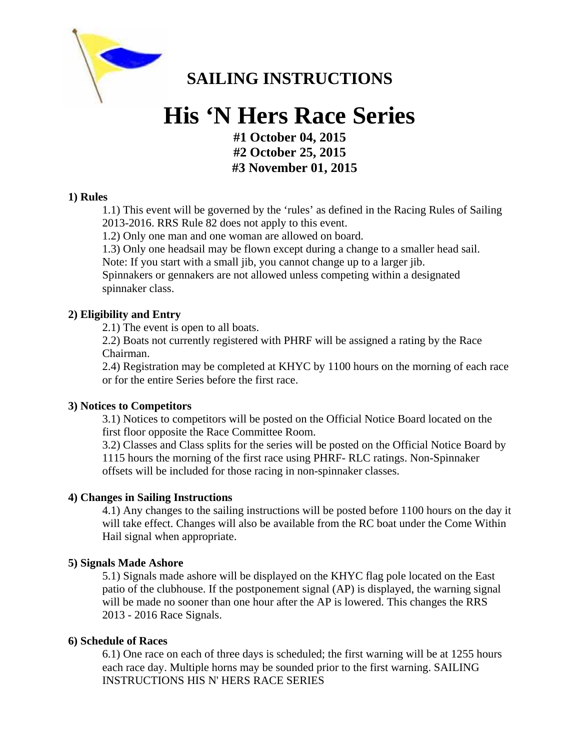## SAILING INSTRUCTIONS

# His 'N Hers Race Series

**#1 October 04, 2015**
**#2 October 25, 2015**
**#3 November 01, 2015**

### 1) Rules

1.1) This event will be governed by the 'rules' as defined in the Racing Rules of Sailing 2013-2016. RRS Rule 82 does not apply to this event.

1.2) Only one man and one woman are allowed on board.

1.3) Only one headsail may be flown except during a change to a smaller head sail. Note: If you start with a small jib, you cannot change up to a larger jib. Spinnakers or gennakers are not allowed unless competing within a designated spinnaker class.

### 2) Eligibility and Entry

2.1) The event is open to all boats.

2.2) Boats not currently registered with PHRF will be assigned a rating by the Race Chairman.

2.4) Registration may be completed at KHYC by 1100 hours on the morning of each race or for the entire Series before the first race.

### 3) Notices to Competitors

3.1) Notices to competitors will be posted on the Official Notice Board located on the first floor opposite the Race Committee Room.

3.2) Classes and Class splits for the series will be posted on the Official Notice Board by 1115 hours the morning of the first race using PHRF- RLC ratings. Non-Spinnaker offsets will be included for those racing in non-spinnaker classes.

### 4) Changes in Sailing Instructions

4.1) Any changes to the sailing instructions will be posted before 1100 hours on the day it will take effect. Changes will also be available from the RC boat under the Come Within Hail signal when appropriate.

### 5) Signals Made Ashore

5.1) Signals made ashore will be displayed on the KHYC flag pole located on the East patio of the clubhouse. If the postponement signal (AP) is displayed, the warning signal will be made no sooner than one hour after the AP is lowered. This changes the RRS 2013 - 2016 Race Signals.

### 6) Schedule of Races

6.1) One race on each of three days is scheduled; the first warning will be at 1255 hours each race day. Multiple horns may be sounded prior to the first warning. SAILING INSTRUCTIONS HIS N' HERS RACE SERIES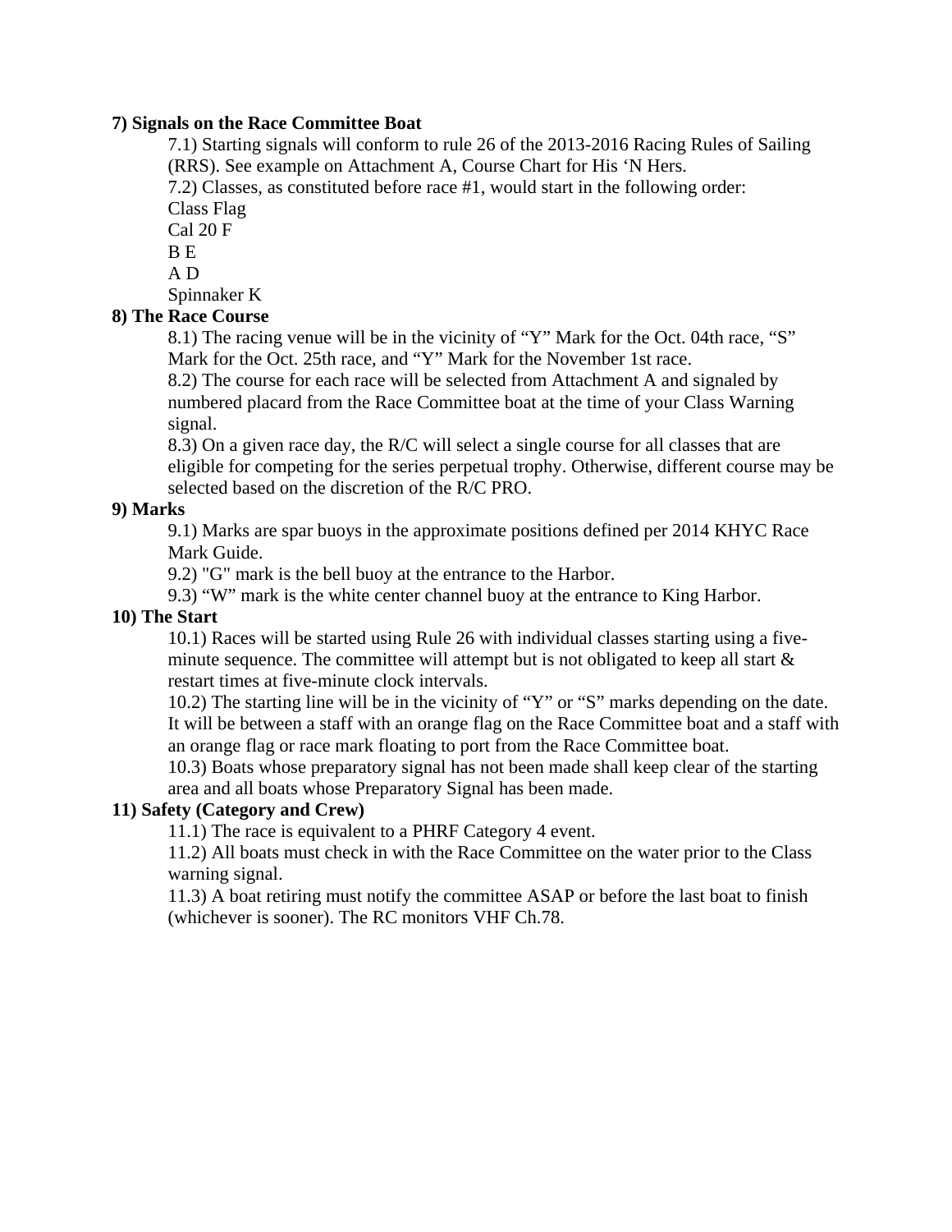**7) Signals on the Race Committee Boat**

7.1) Starting signals will conform to rule 26 of the 2013-2016 Racing Rules of Sailing (RRS). See example on Attachment A, Course Chart for His 'N Hers.

7.2) Classes, as constituted before race #1, would start in the following order:

Class Flag
Cal 20 F
B E
A D
Spinnaker K

**8) The Race Course**

8.1) The racing venue will be in the vicinity of "Y" Mark for the Oct. 04th race, "S" Mark for the Oct. 25th race, and "Y" Mark for the November 1st race.

8.2) The course for each race will be selected from Attachment A and signaled by numbered placard from the Race Committee boat at the time of your Class Warning signal.

8.3) On a given race day, the R/C will select a single course for all classes that are eligible for competing for the series perpetual trophy. Otherwise, different course may be selected based on the discretion of the R/C PRO.

**9) Marks**

9.1) Marks are spar buoys in the approximate positions defined per 2014 KHYC Race Mark Guide.

9.2) "G" mark is the bell buoy at the entrance to the Harbor.

9.3) "W" mark is the white center channel buoy at the entrance to King Harbor.

**10) The Start**

10.1) Races will be started using Rule 26 with individual classes starting using a five-minute sequence. The committee will attempt but is not obligated to keep all start & restart times at five-minute clock intervals.

10.2) The starting line will be in the vicinity of "Y" or "S" marks depending on the date. It will be between a staff with an orange flag on the Race Committee boat and a staff with an orange flag or race mark floating to port from the Race Committee boat.

10.3) Boats whose preparatory signal has not been made shall keep clear of the starting area and all boats whose Preparatory Signal has been made.

**11) Safety (Category and Crew)**

11.1) The race is equivalent to a PHRF Category 4 event.

11.2) All boats must check in with the Race Committee on the water prior to the Class warning signal.

11.3) A boat retiring must notify the committee ASAP or before the last boat to finish (whichever is sooner). The RC monitors VHF Ch.78.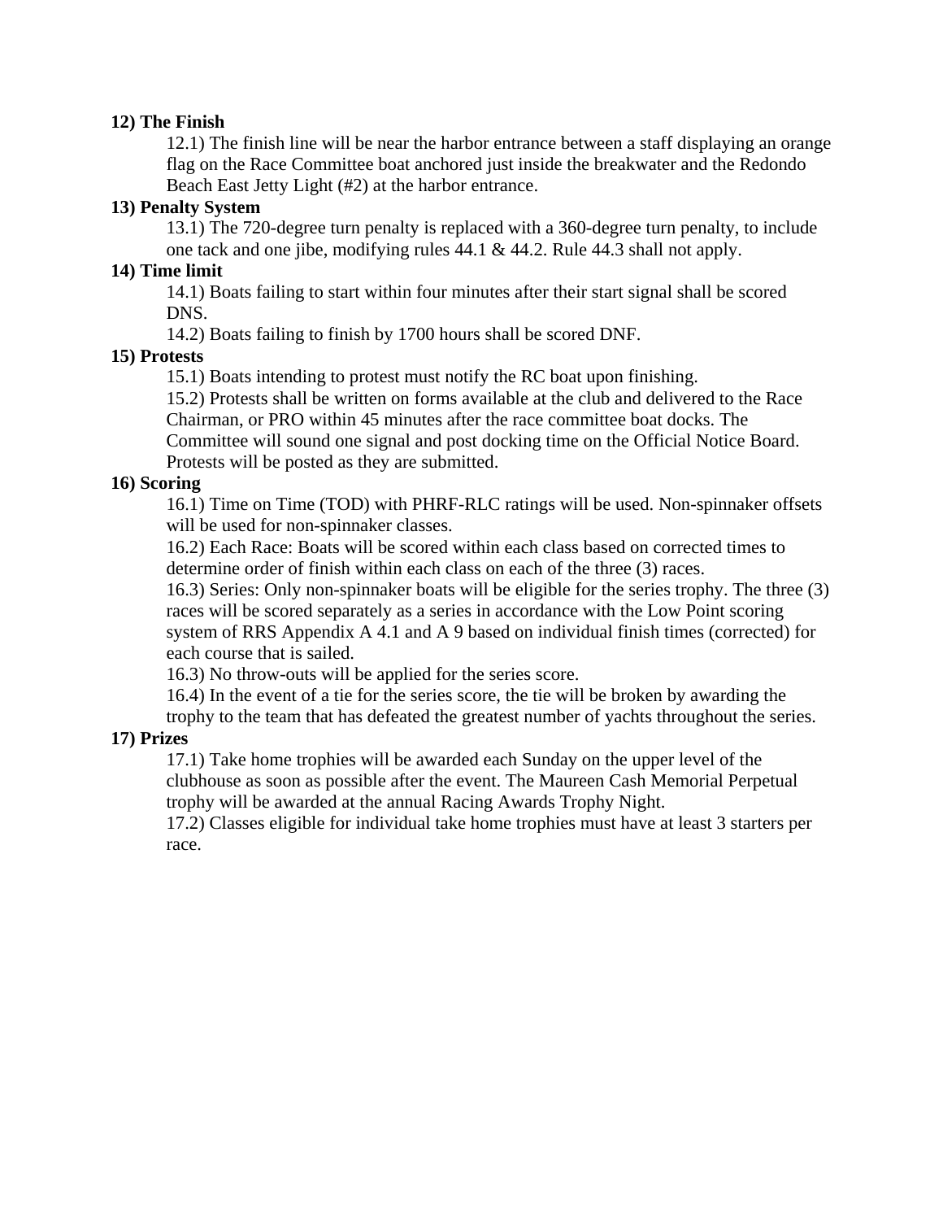**12) The Finish**

12.1) The finish line will be near the harbor entrance between a staff displaying an orange flag on the Race Committee boat anchored just inside the breakwater and the Redondo Beach East Jetty Light (#2) at the harbor entrance.

**13) Penalty System**

13.1) The 720-degree turn penalty is replaced with a 360-degree turn penalty, to include one tack and one jibe, modifying rules 44.1 & 44.2. Rule 44.3 shall not apply.

**14) Time limit**

14.1) Boats failing to start within four minutes after their start signal shall be scored DNS.

14.2) Boats failing to finish by 1700 hours shall be scored DNF.

**15) Protests**

15.1) Boats intending to protest must notify the RC boat upon finishing.

15.2) Protests shall be written on forms available at the club and delivered to the Race Chairman, or PRO within 45 minutes after the race committee boat docks. The Committee will sound one signal and post docking time on the Official Notice Board. Protests will be posted as they are submitted.

**16) Scoring**

16.1) Time on Time (TOD) with PHRF-RLC ratings will be used. Non-spinnaker offsets will be used for non-spinnaker classes.

16.2) Each Race: Boats will be scored within each class based on corrected times to determine order of finish within each class on each of the three (3) races.

16.3) Series: Only non-spinnaker boats will be eligible for the series trophy. The three (3) races will be scored separately as a series in accordance with the Low Point scoring system of RRS Appendix A 4.1 and A 9 based on individual finish times (corrected) for each course that is sailed.

16.3) No throw-outs will be applied for the series score.

16.4) In the event of a tie for the series score, the tie will be broken by awarding the trophy to the team that has defeated the greatest number of yachts throughout the series.

**17) Prizes**

17.1) Take home trophies will be awarded each Sunday on the upper level of the clubhouse as soon as possible after the event. The Maureen Cash Memorial Perpetual trophy will be awarded at the annual Racing Awards Trophy Night.

17.2) Classes eligible for individual take home trophies must have at least 3 starters per race.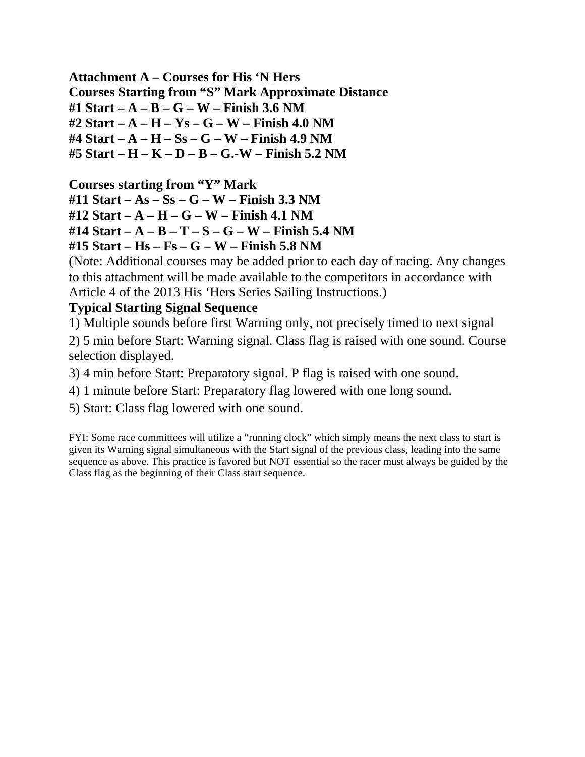**Attachment A – Courses for His 'N Hers**

**Courses Starting from "S" Mark Approximate Distance**

**#1 Start – A – B – G – W – Finish 3.6 NM**

**#2 Start – A – H – Ys – G – W – Finish 4.0 NM**

**#4 Start – A – H – Ss – G – W – Finish 4.9 NM**

**#5 Start – H – K – D – B – G.-W – Finish 5.2 NM**

**Courses starting from "Y" Mark**

**#11 Start – As – Ss – G – W – Finish 3.3 NM**

**#12 Start – A – H – G – W – Finish 4.1 NM**

**#14 Start – A – B – T – S – G – W – Finish 5.4 NM**

**#15 Start – Hs – Fs – G – W – Finish 5.8 NM**

(Note: Additional courses may be added prior to each day of racing. Any changes to this attachment will be made available to the competitors in accordance with Article 4 of the 2013 His 'Hers Series Sailing Instructions.)

**Typical Starting Signal Sequence**

1) Multiple sounds before first Warning only, not precisely timed to next signal

2) 5 min before Start: Warning signal. Class flag is raised with one sound. Course selection displayed.

3) 4 min before Start: Preparatory signal. P flag is raised with one sound.

4) 1 minute before Start: Preparatory flag lowered with one long sound.

5) Start: Class flag lowered with one sound.

FYI: Some race committees will utilize a "running clock" which simply means the next class to start is given its Warning signal simultaneous with the Start signal of the previous class, leading into the same sequence as above. This practice is favored but NOT essential so the racer must always be guided by the Class flag as the beginning of their Class start sequence.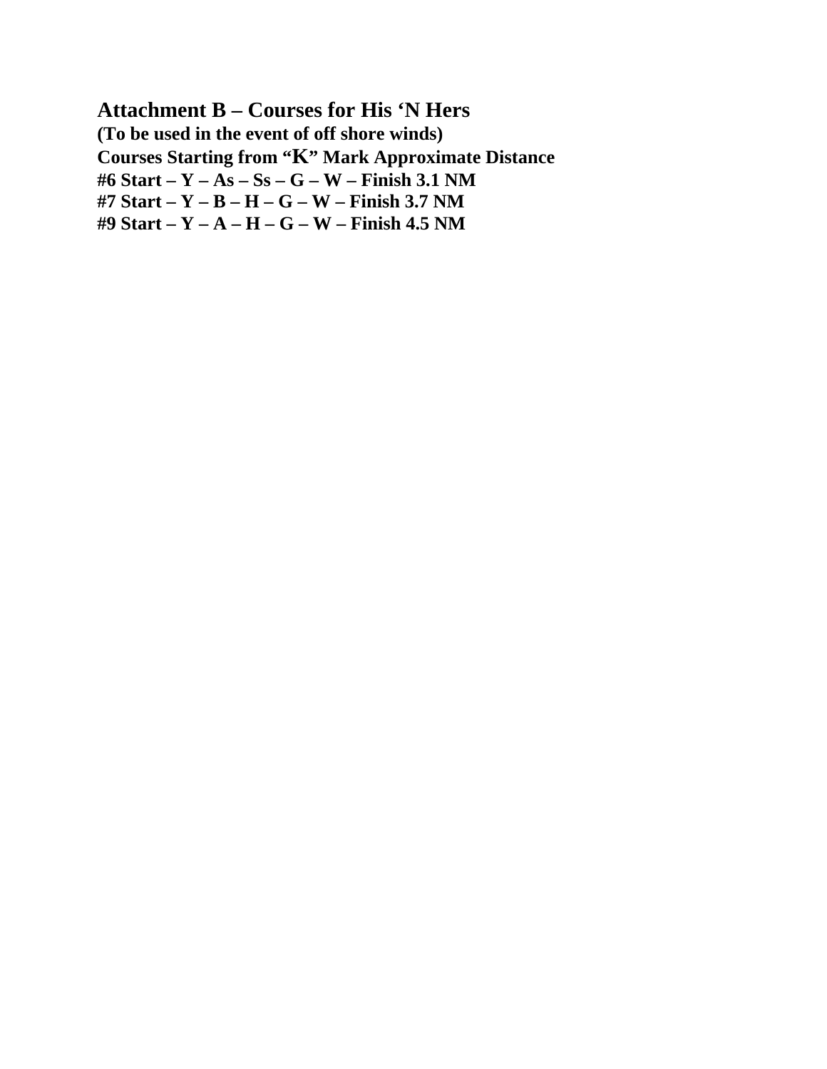## Attachment B – Courses for His ‘N Hers

**(To be used in the event of off shore winds)**

**Courses Starting from “K” Mark Approximate Distance**

**#6 Start – Y – As – Ss – G – W – Finish 3.1 NM**

**#7 Start – Y – B – H – G – W – Finish 3.7 NM**

**#9 Start – Y – A – H – G – W – Finish 4.5 NM**